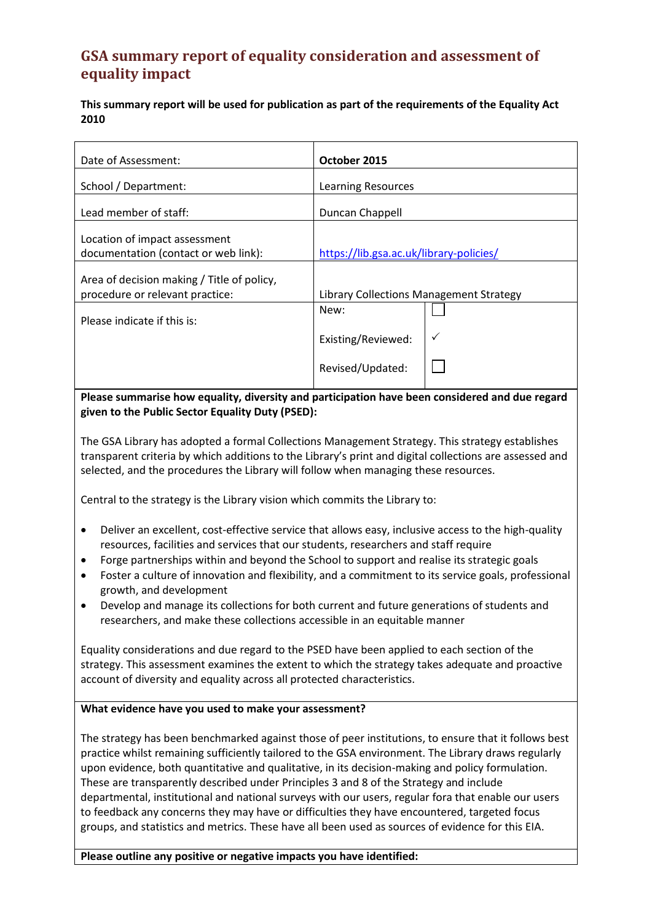# GSA summary report of equality consideration and assessment of equality impact

**This summary report will be used for publication as part of the requirements of the Equality Act 2010**

| | | |
|---|---|---|
| Date of Assessment: | **October 2015** | |
| School / Department: | Learning Resources | |
| Lead member of staff: | Duncan Chappell | |
| Location of impact assessment documentation (contact or web link): | https://lib.gsa.ac.uk/library-policies/ | |
| Area of decision making / Title of policy, procedure or relevant practice: | Library Collections Management Strategy | |
| Please indicate if this is: | New: | ☐ |
| | Existing/Reviewed: | ✓ |
| | Revised/Updated: | ☐ |

**Please summarise how equality, diversity and participation have been considered and due regard given to the Public Sector Equality Duty (PSED):**

The GSA Library has adopted a formal Collections Management Strategy. This strategy establishes transparent criteria by which additions to the Library's print and digital collections are assessed and selected, and the procedures the Library will follow when managing these resources.

Central to the strategy is the Library vision which commits the Library to:

- Deliver an excellent, cost-effective service that allows easy, inclusive access to the high-quality resources, facilities and services that our students, researchers and staff require
- Forge partnerships within and beyond the School to support and realise its strategic goals
- Foster a culture of innovation and flexibility, and a commitment to its service goals, professional growth, and development
- Develop and manage its collections for both current and future generations of students and researchers, and make these collections accessible in an equitable manner

Equality considerations and due regard to the PSED have been applied to each section of the strategy. This assessment examines the extent to which the strategy takes adequate and proactive account of diversity and equality across all protected characteristics.

**What evidence have you used to make your assessment?**

The strategy has been benchmarked against those of peer institutions, to ensure that it follows best practice whilst remaining sufficiently tailored to the GSA environment. The Library draws regularly upon evidence, both quantitative and qualitative, in its decision-making and policy formulation. These are transparently described under Principles 3 and 8 of the Strategy and include departmental, institutional and national surveys with our users, regular fora that enable our users to feedback any concerns they may have or difficulties they have encountered, targeted focus groups, and statistics and metrics. These have all been used as sources of evidence for this EIA.

**Please outline any positive or negative impacts you have identified:**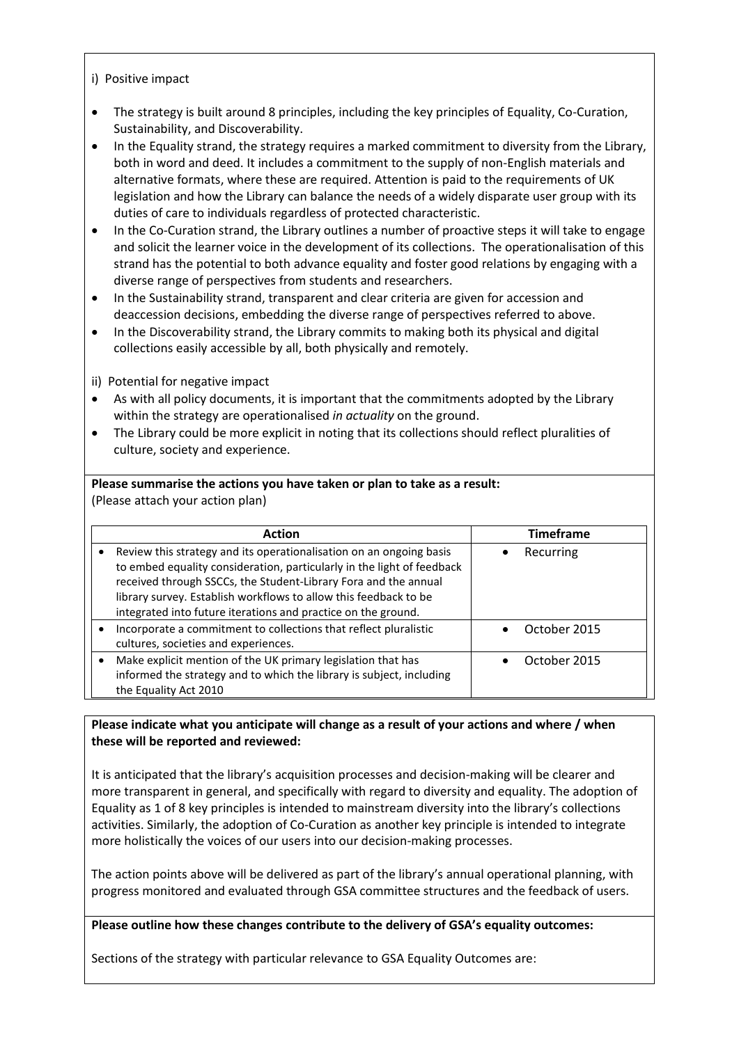i) Positive impact

- The strategy is built around 8 principles, including the key principles of Equality, Co-Curation, Sustainability, and Discoverability.
- In the Equality strand, the strategy requires a marked commitment to diversity from the Library, both in word and deed. It includes a commitment to the supply of non-English materials and alternative formats, where these are required. Attention is paid to the requirements of UK legislation and how the Library can balance the needs of a widely disparate user group with its duties of care to individuals regardless of protected characteristic.
- In the Co-Curation strand, the Library outlines a number of proactive steps it will take to engage and solicit the learner voice in the development of its collections. The operationalisation of this strand has the potential to both advance equality and foster good relations by engaging with a diverse range of perspectives from students and researchers.
- In the Sustainability strand, transparent and clear criteria are given for accession and deaccession decisions, embedding the diverse range of perspectives referred to above.
- In the Discoverability strand, the Library commits to making both its physical and digital collections easily accessible by all, both physically and remotely.

ii) Potential for negative impact

- As with all policy documents, it is important that the commitments adopted by the Library within the strategy are operationalised *in actuality* on the ground.
- The Library could be more explicit in noting that its collections should reflect pluralities of culture, society and experience.

**Please summarise the actions you have taken or plan to take as a result:**
(Please attach your action plan)

| Action | Timeframe |
|---|---|
| • Review this strategy and its operationalisation on an ongoing basis to embed equality consideration, particularly in the light of feedback received through SSCCs, the Student-Library Fora and the annual library survey. Establish workflows to allow this feedback to be integrated into future iterations and practice on the ground. | • Recurring |
| • Incorporate a commitment to collections that reflect pluralistic cultures, societies and experiences. | • October 2015 |
| • Make explicit mention of the UK primary legislation that has informed the strategy and to which the library is subject, including the Equality Act 2010 | • October 2015 |

**Please indicate what you anticipate will change as a result of your actions and where / when these will be reported and reviewed:**

It is anticipated that the library's acquisition processes and decision-making will be clearer and more transparent in general, and specifically with regard to diversity and equality. The adoption of Equality as 1 of 8 key principles is intended to mainstream diversity into the library's collections activities. Similarly, the adoption of Co-Curation as another key principle is intended to integrate more holistically the voices of our users into our decision-making processes.

The action points above will be delivered as part of the library's annual operational planning, with progress monitored and evaluated through GSA committee structures and the feedback of users.

**Please outline how these changes contribute to the delivery of GSA's equality outcomes:**

Sections of the strategy with particular relevance to GSA Equality Outcomes are: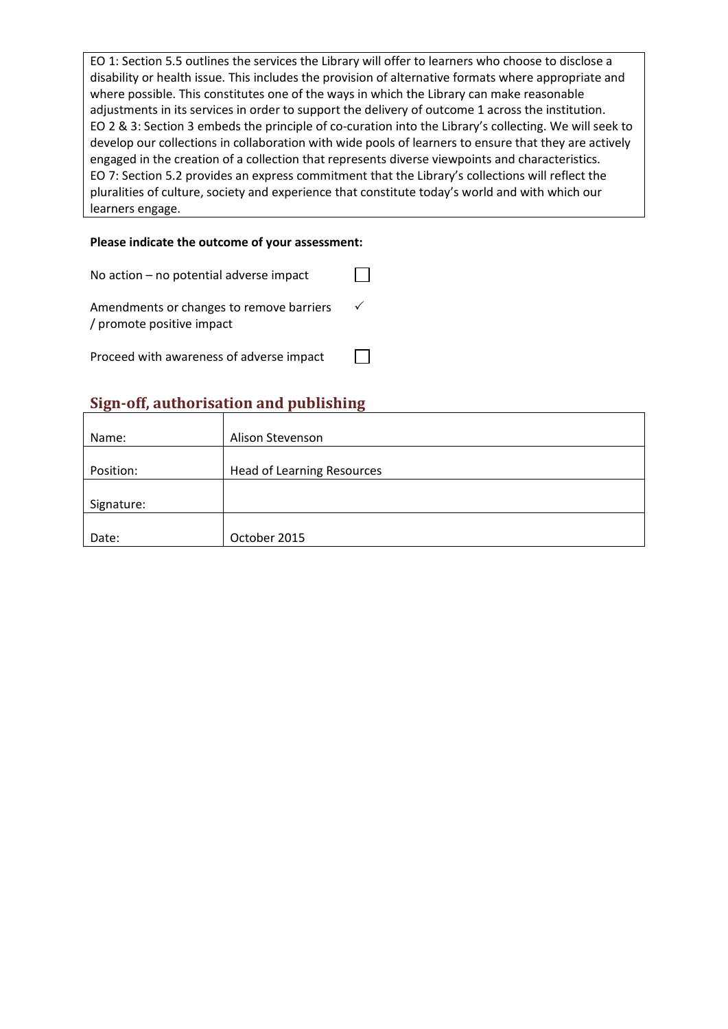EO 1: Section 5.5 outlines the services the Library will offer to learners who choose to disclose a disability or health issue. This includes the provision of alternative formats where appropriate and where possible. This constitutes one of the ways in which the Library can make reasonable adjustments in its services in order to support the delivery of outcome 1 across the institution.
EO 2 & 3: Section 3 embeds the principle of co-curation into the Library's collecting. We will seek to develop our collections in collaboration with wide pools of learners to ensure that they are actively engaged in the creation of a collection that represents diverse viewpoints and characteristics.
EO 7: Section 5.2 provides an express commitment that the Library's collections will reflect the pluralities of culture, society and experience that constitute today's world and with which our learners engage.

**Please indicate the outcome of your assessment:**

No action – no potential adverse impact ☐

Amendments or changes to remove barriers / promote positive impact ✓

Proceed with awareness of adverse impact ☐

## Sign-off, authorisation and publishing

| | |
|---|---|
| Name: | Alison Stevenson |
| Position: | Head of Learning Resources |
| Signature: | |
| Date: | October 2015 |